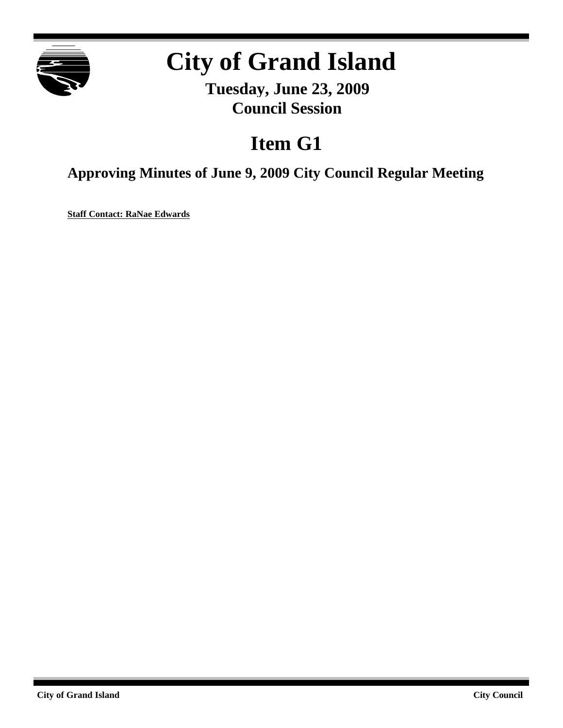# City of Grand Island

**Tuesday, June 23, 2009**
**Council Session**

## Item G1

### Approving Minutes of June 9, 2009 City Council Regular Meeting

**Staff Contact: RaNae Edwards**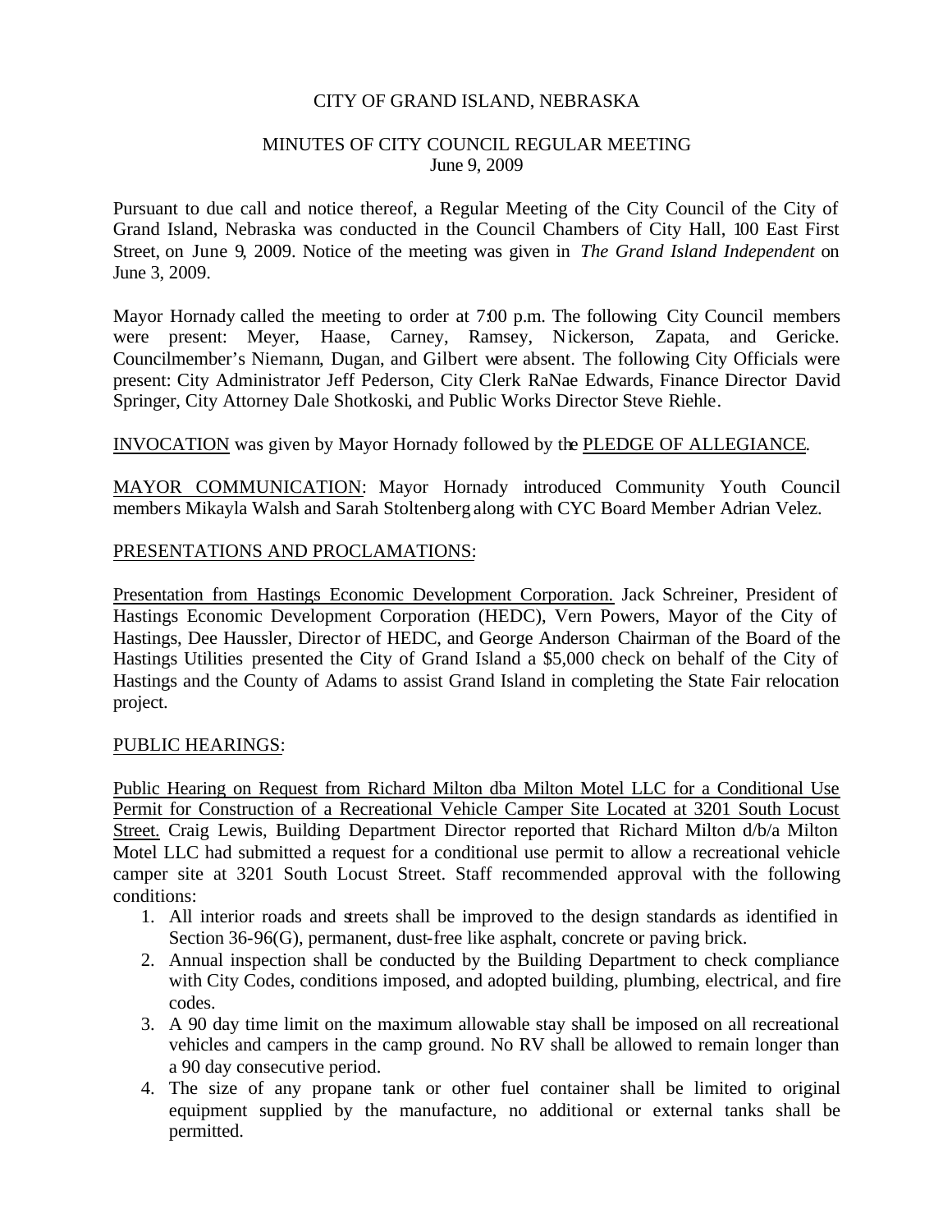CITY OF GRAND ISLAND, NEBRASKA

MINUTES OF CITY COUNCIL REGULAR MEETING
June 9, 2009

Pursuant to due call and notice thereof, a Regular Meeting of the City Council of the City of Grand Island, Nebraska was conducted in the Council Chambers of City Hall, 100 East First Street, on June 9, 2009. Notice of the meeting was given in *The Grand Island Independent* on June 3, 2009.

Mayor Hornady called the meeting to order at 7:00 p.m. The following City Council members were present: Meyer, Haase, Carney, Ramsey, Nickerson, Zapata, and Gericke. Councilmember's Niemann, Dugan, and Gilbert were absent. The following City Officials were present: City Administrator Jeff Pederson, City Clerk RaNae Edwards, Finance Director David Springer, City Attorney Dale Shotkoski, and Public Works Director Steve Riehle.

INVOCATION was given by Mayor Hornady followed by the PLEDGE OF ALLEGIANCE.

MAYOR COMMUNICATION: Mayor Hornady introduced Community Youth Council members Mikayla Walsh and Sarah Stoltenberg along with CYC Board Member Adrian Velez.

PRESENTATIONS AND PROCLAMATIONS:

Presentation from Hastings Economic Development Corporation. Jack Schreiner, President of Hastings Economic Development Corporation (HEDC), Vern Powers, Mayor of the City of Hastings, Dee Haussler, Director of HEDC, and George Anderson Chairman of the Board of the Hastings Utilities presented the City of Grand Island a $5,000 check on behalf of the City of Hastings and the County of Adams to assist Grand Island in completing the State Fair relocation project.

PUBLIC HEARINGS:

Public Hearing on Request from Richard Milton dba Milton Motel LLC for a Conditional Use Permit for Construction of a Recreational Vehicle Camper Site Located at 3201 South Locust Street. Craig Lewis, Building Department Director reported that Richard Milton d/b/a Milton Motel LLC had submitted a request for a conditional use permit to allow a recreational vehicle camper site at 3201 South Locust Street. Staff recommended approval with the following conditions:

1. All interior roads and streets shall be improved to the design standards as identified in Section 36-96(G), permanent, dust-free like asphalt, concrete or paving brick.
2. Annual inspection shall be conducted by the Building Department to check compliance with City Codes, conditions imposed, and adopted building, plumbing, electrical, and fire codes.
3. A 90 day time limit on the maximum allowable stay shall be imposed on all recreational vehicles and campers in the camp ground. No RV shall be allowed to remain longer than a 90 day consecutive period.
4. The size of any propane tank or other fuel container shall be limited to original equipment supplied by the manufacture, no additional or external tanks shall be permitted.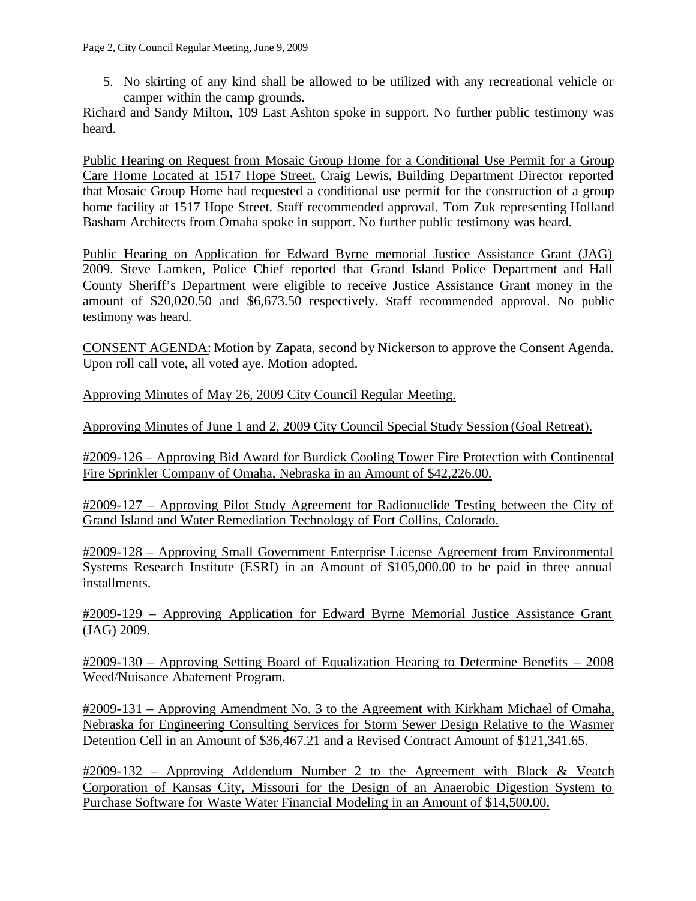5. No skirting of any kind shall be allowed to be utilized with any recreational vehicle or camper within the camp grounds.

Richard and Sandy Milton, 109 East Ashton spoke in support. No further public testimony was heard.

<u>Public Hearing on Request from Mosaic Group Home for a Conditional Use Permit for a Group Care Home Located at 1517 Hope Street.</u> Craig Lewis, Building Department Director reported that Mosaic Group Home had requested a conditional use permit for the construction of a group home facility at 1517 Hope Street. Staff recommended approval. Tom Zuk representing Holland Basham Architects from Omaha spoke in support. No further public testimony was heard.

<u>Public Hearing on Application for Edward Byrne memorial Justice Assistance Grant (JAG) 2009.</u> Steve Lamken, Police Chief reported that Grand Island Police Department and Hall County Sheriff's Department were eligible to receive Justice Assistance Grant money in the amount of $20,020.50 and $6,673.50 respectively. Staff recommended approval. No public testimony was heard.

<u>CONSENT AGENDA:</u> Motion by Zapata, second by Nickerson to approve the Consent Agenda. Upon roll call vote, all voted aye. Motion adopted.

<u>Approving Minutes of May 26, 2009 City Council Regular Meeting.</u>

<u>Approving Minutes of June 1 and 2, 2009 City Council Special Study Session (Goal Retreat).</u>

<u>#2009-126 – Approving Bid Award for Burdick Cooling Tower Fire Protection with Continental Fire Sprinkler Company of Omaha, Nebraska in an Amount of $42,226.00.</u>

<u>#2009-127 – Approving Pilot Study Agreement for Radionuclide Testing between the City of Grand Island and Water Remediation Technology of Fort Collins, Colorado.</u>

<u>#2009-128 – Approving Small Government Enterprise License Agreement from Environmental Systems Research Institute (ESRI) in an Amount of $105,000.00 to be paid in three annual installments.</u>

<u>#2009-129 – Approving Application for Edward Byrne Memorial Justice Assistance Grant (JAG) 2009.</u>

<u>#2009-130 – Approving Setting Board of Equalization Hearing to Determine Benefits – 2008 Weed/Nuisance Abatement Program.</u>

<u>#2009-131 – Approving Amendment No. 3 to the Agreement with Kirkham Michael of Omaha, Nebraska for Engineering Consulting Services for Storm Sewer Design Relative to the Wasmer Detention Cell in an Amount of $36,467.21 and a Revised Contract Amount of $121,341.65.</u>

<u>#2009-132 – Approving Addendum Number 2 to the Agreement with Black & Veatch Corporation of Kansas City, Missouri for the Design of an Anaerobic Digestion System to Purchase Software for Waste Water Financial Modeling in an Amount of $14,500.00.</u>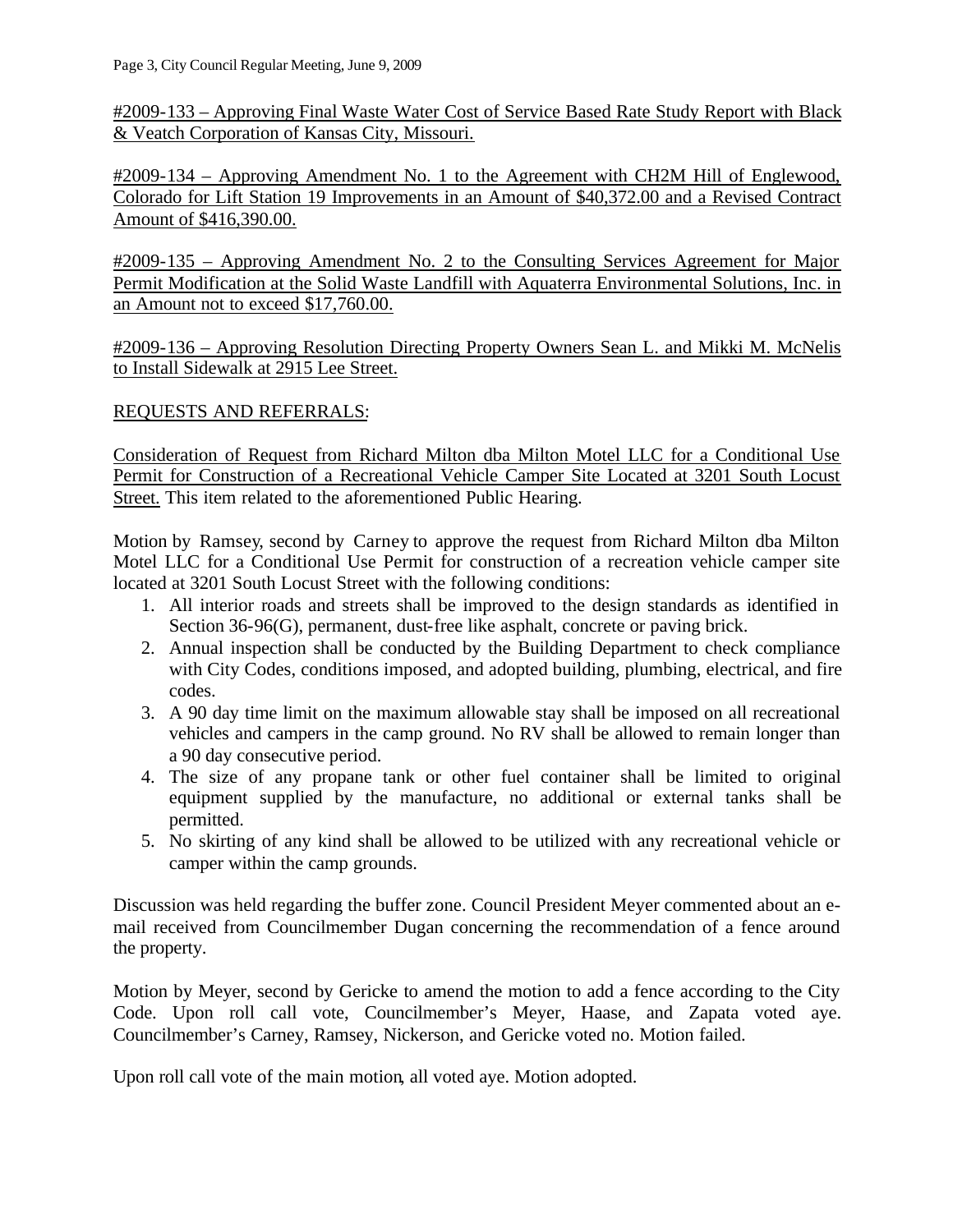#2009-133 – Approving Final Waste Water Cost of Service Based Rate Study Report with Black & Veatch Corporation of Kansas City, Missouri.

#2009-134 – Approving Amendment No. 1 to the Agreement with CH2M Hill of Englewood, Colorado for Lift Station 19 Improvements in an Amount of $40,372.00 and a Revised Contract Amount of $416,390.00.

#2009-135 – Approving Amendment No. 2 to the Consulting Services Agreement for Major Permit Modification at the Solid Waste Landfill with Aquaterra Environmental Solutions, Inc. in an Amount not to exceed $17,760.00.

#2009-136 – Approving Resolution Directing Property Owners Sean L. and Mikki M. McNelis to Install Sidewalk at 2915 Lee Street.

REQUESTS AND REFERRALS:

Consideration of Request from Richard Milton dba Milton Motel LLC for a Conditional Use Permit for Construction of a Recreational Vehicle Camper Site Located at 3201 South Locust Street. This item related to the aforementioned Public Hearing.

Motion by Ramsey, second by Carney to approve the request from Richard Milton dba Milton Motel LLC for a Conditional Use Permit for construction of a recreation vehicle camper site located at 3201 South Locust Street with the following conditions:

1. All interior roads and streets shall be improved to the design standards as identified in Section 36-96(G), permanent, dust-free like asphalt, concrete or paving brick.
2. Annual inspection shall be conducted by the Building Department to check compliance with City Codes, conditions imposed, and adopted building, plumbing, electrical, and fire codes.
3. A 90 day time limit on the maximum allowable stay shall be imposed on all recreational vehicles and campers in the camp ground. No RV shall be allowed to remain longer than a 90 day consecutive period.
4. The size of any propane tank or other fuel container shall be limited to original equipment supplied by the manufacture, no additional or external tanks shall be permitted.
5. No skirting of any kind shall be allowed to be utilized with any recreational vehicle or camper within the camp grounds.

Discussion was held regarding the buffer zone. Council President Meyer commented about an e-mail received from Councilmember Dugan concerning the recommendation of a fence around the property.

Motion by Meyer, second by Gericke to amend the motion to add a fence according to the City Code. Upon roll call vote, Councilmember's Meyer, Haase, and Zapata voted aye. Councilmember's Carney, Ramsey, Nickerson, and Gericke voted no. Motion failed.

Upon roll call vote of the main motion, all voted aye. Motion adopted.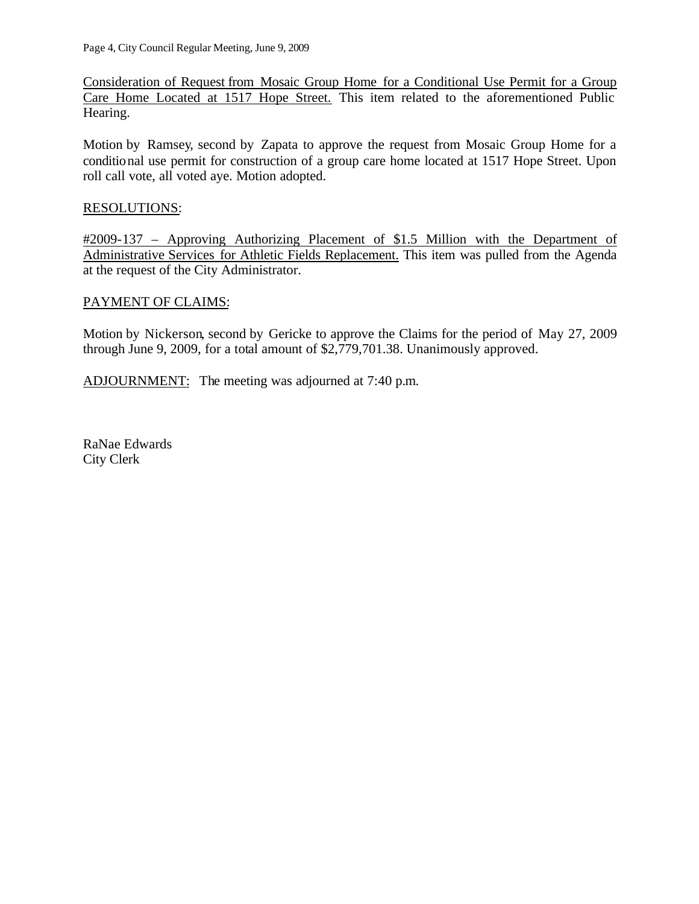<u>Consideration of Request from Mosaic Group Home for a Conditional Use Permit for a Group Care Home Located at 1517 Hope Street.</u> This item related to the aforementioned Public Hearing.

Motion by Ramsey, second by Zapata to approve the request from Mosaic Group Home for a conditional use permit for construction of a group care home located at 1517 Hope Street. Upon roll call vote, all voted aye. Motion adopted.

<u>RESOLUTIONS</u>:

<u>#2009-137 – Approving Authorizing Placement of $1.5 Million with the Department of Administrative Services for Athletic Fields Replacement.</u> This item was pulled from the Agenda at the request of the City Administrator.

<u>PAYMENT OF CLAIMS</u>:

Motion by Nickerson, second by Gericke to approve the Claims for the period of May 27, 2009 through June 9, 2009, for a total amount of $2,779,701.38. Unanimously approved.

<u>ADJOURNMENT:</u> The meeting was adjourned at 7:40 p.m.

RaNae Edwards
City Clerk